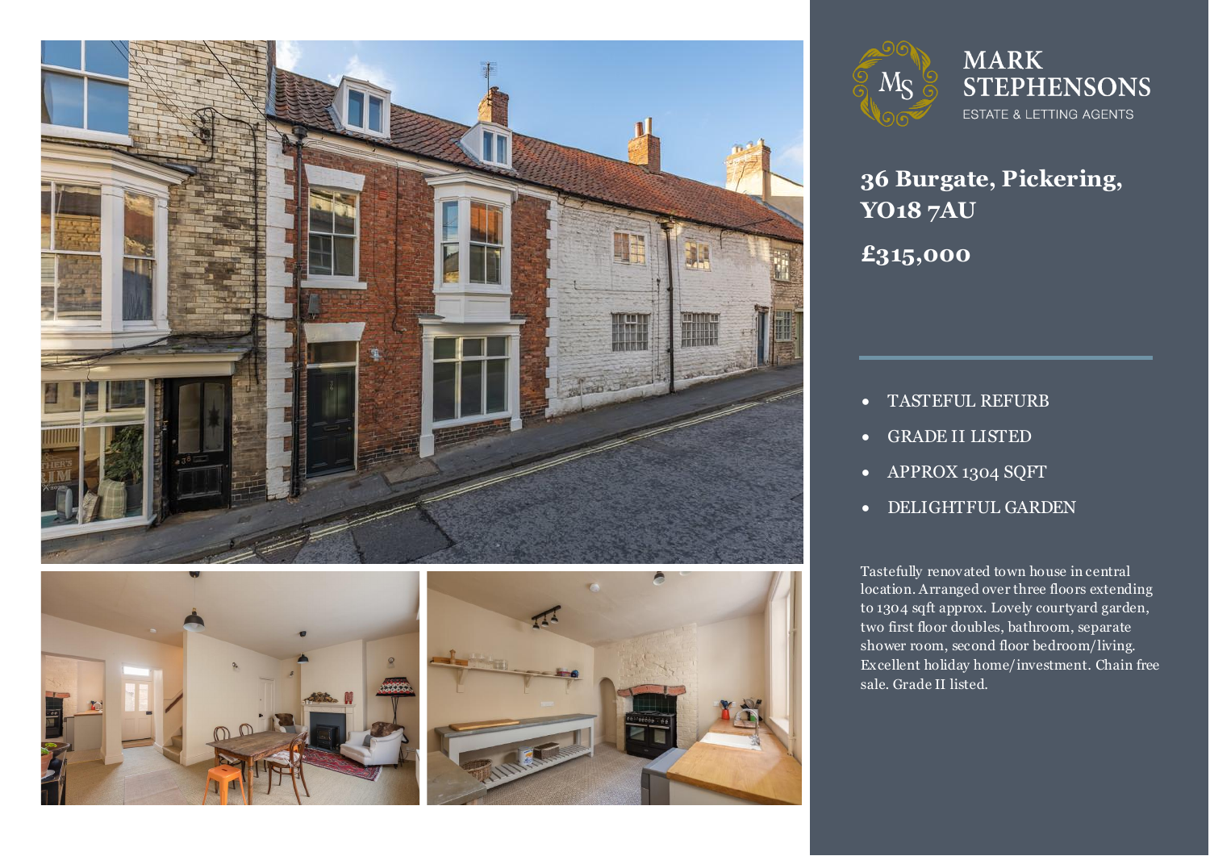MARK STEPHENSONS
ESTATE & LETTING AGENTS

# 36 Burgate, Pickering, YO18 7AU

## £315,000

- TASTEFUL REFURB
- GRADE II LISTED
- APPROX 1304 SQFT
- DELIGHTFUL GARDEN

Tastefully renovated town house in central location. Arranged over three floors extending to 1304 sqft approx. Lovely courtyard garden, two first floor doubles, bathroom, separate shower room, second floor bedroom/living. Excellent holiday home/investment. Chain free sale. Grade II listed.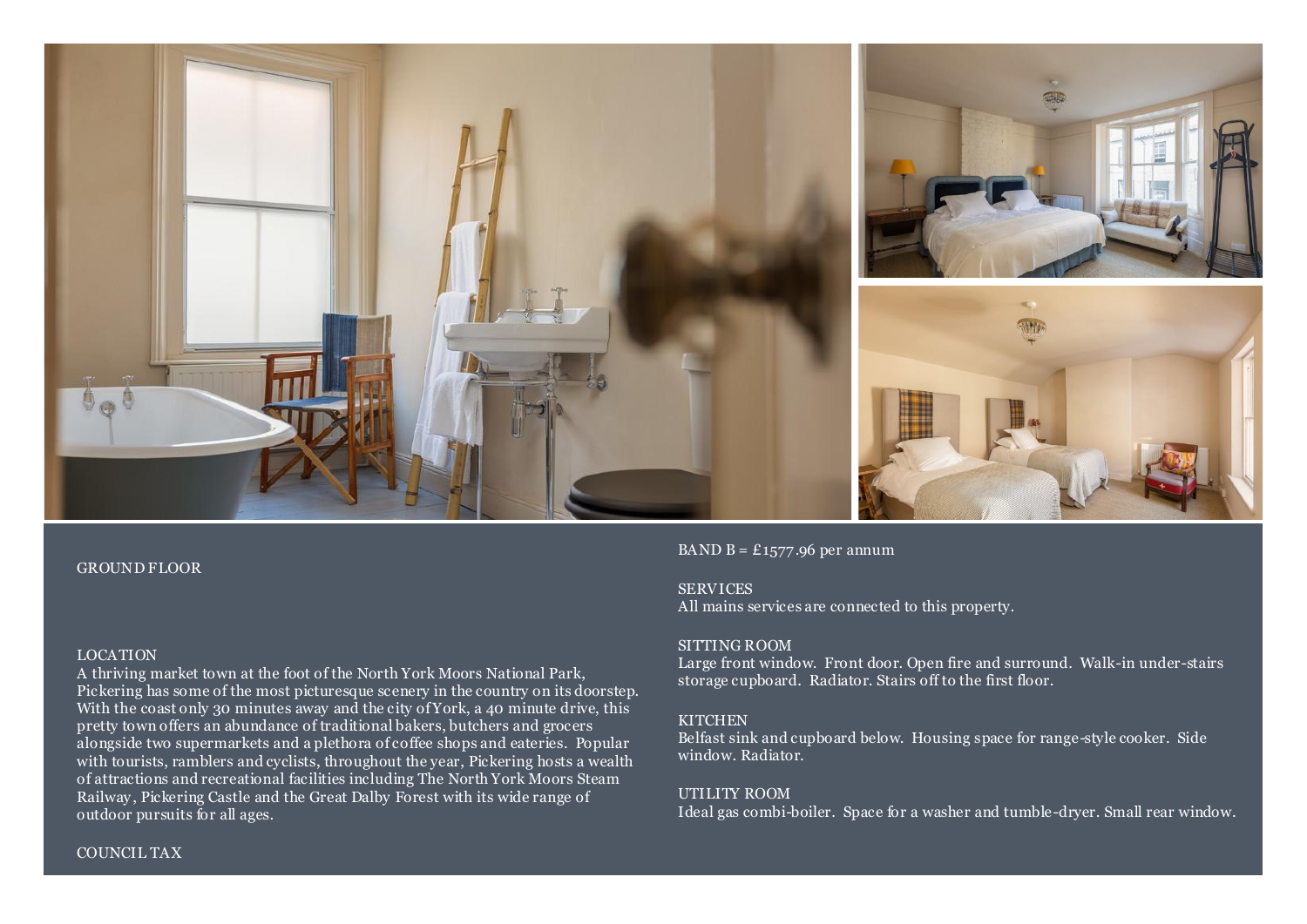GROUND FLOOR

LOCATION

A thriving market town at the foot of the North York Moors National Park, Pickering has some of the most picturesque scenery in the country on its doorstep. With the coast only 30 minutes away and the city of York, a 40 minute drive, this pretty town offers an abundance of traditional bakers, butchers and grocers alongside two supermarkets and a plethora of coffee shops and eateries. Popular with tourists, ramblers and cyclists, throughout the year, Pickering hosts a wealth of attractions and recreational facilities including The North York Moors Steam Railway, Pickering Castle and the Great Dalby Forest with its wide range of outdoor pursuits for all ages.

COUNCIL TAX

BAND B = £1577.96 per annum

SERVICES

All mains services are connected to this property.

SITTING ROOM

Large front window. Front door. Open fire and surround. Walk-in under-stairs storage cupboard. Radiator. Stairs off to the first floor.

KITCHEN

Belfast sink and cupboard below. Housing space for range-style cooker. Side window. Radiator.

UTILITY ROOM

Ideal gas combi-boiler. Space for a washer and tumble-dryer. Small rear window.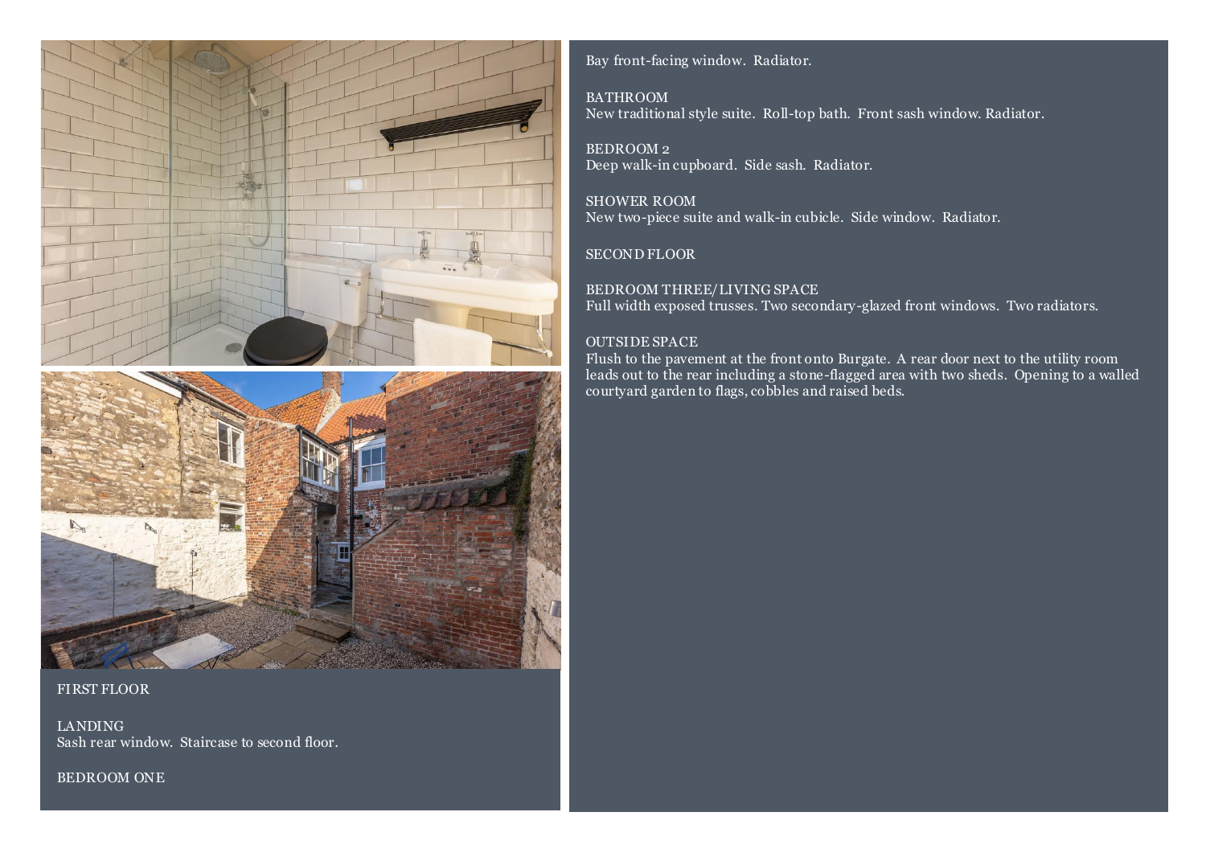## FIRST FLOOR

### LANDING
Sash rear window. Staircase to second floor.

### BEDROOM ONE
Bay front-facing window. Radiator.

### BATHROOM
New traditional style suite. Roll-top bath. Front sash window. Radiator.

### BEDROOM 2
Deep walk-in cupboard. Side sash. Radiator.

### SHOWER ROOM
New two-piece suite and walk-in cubicle. Side window. Radiator.

## SECOND FLOOR

### BEDROOM THREE/LIVING SPACE
Full width exposed trusses. Two secondary-glazed front windows. Two radiators.

### OUTSIDE SPACE
Flush to the pavement at the front onto Burgate. A rear door next to the utility room leads out to the rear including a stone-flagged area with two sheds. Opening to a walled courtyard garden to flags, cobbles and raised beds.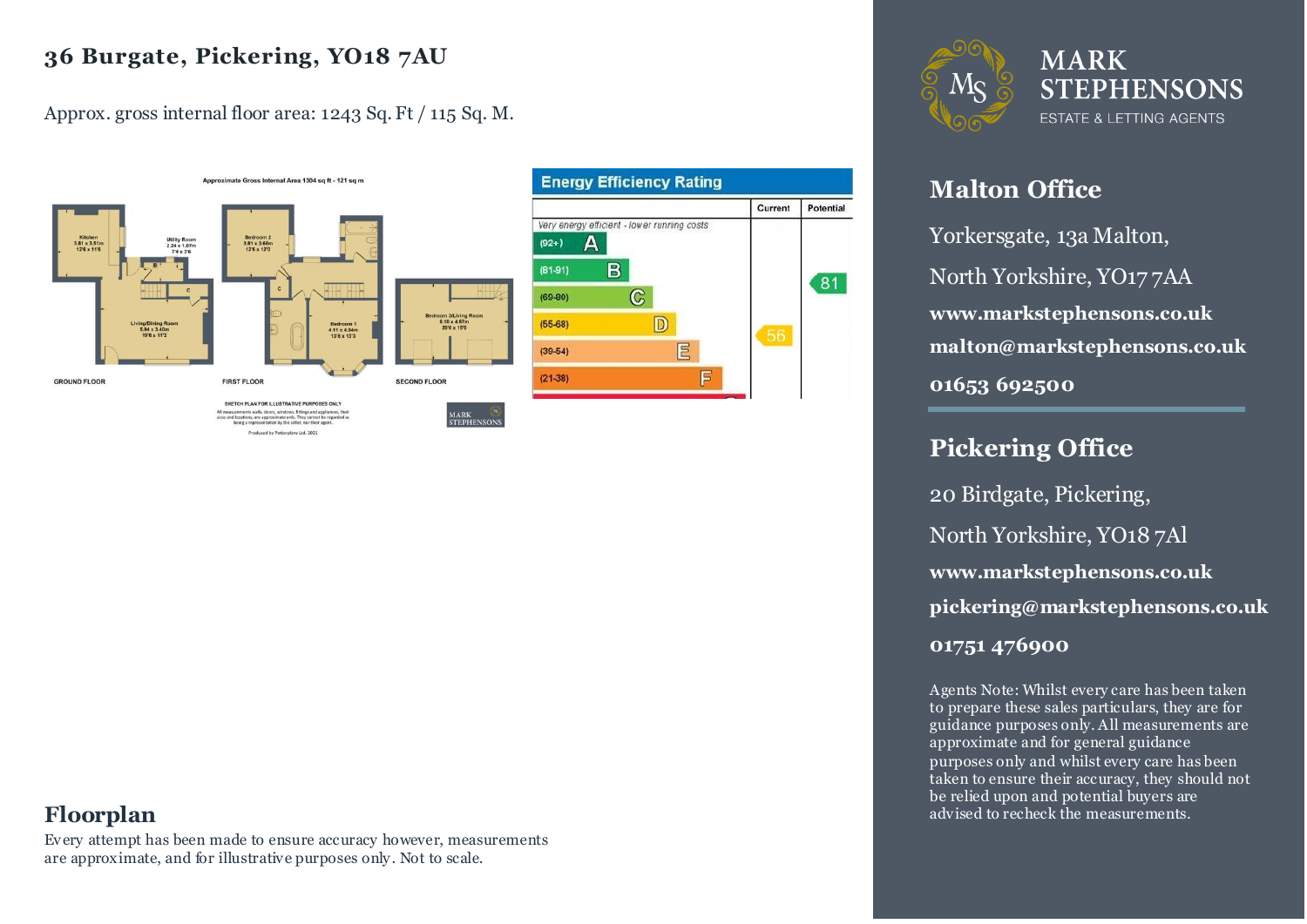# 36 Burgate, Pickering, YO18 7AU

Approx. gross internal floor area: 1243 Sq. Ft / 115 Sq. M.

Approximate Gross Internal Area 1304 sq ft - 121 sq m

Kitchen
3.81 x 3.51m
12'6 x 11'6

Utility Room
2.24 x 1.07m
7'4 x 3'6

Living/Dining Room
5.94 x 3.40m
19'6 x 11'2

GROUND FLOOR

Bedroom 2
3.81 x 3.66m
12'6 x 12'0

Bedroom 1
4.11 x 4.04m
13'6 x 13'3

FIRST FLOOR

Bedroom 3/Living Room
6.10 x 4.57m
20'0 x 15'0

SECOND FLOOR

SKETCH PLAN FOR ILLUSTRATIVE PURPOSES ONLY

All measurements walls, doors, windows, fittings and appliances, their sizes and locations, are approximate only. They cannot be regarded as being a representation by the seller, nor their agent.

Produced by Potterplans Ltd. 2021

MARK STEPHENSONS

Energy Efficiency Rating

Current

Potential

Very energy efficient - lower running costs

(92+) A

(81-91) B

(69-80) C

(55-68) D

(39-54) E

(21-38) F

81

56

## Floorplan

Every attempt has been made to ensure accuracy however, measurements are approximate, and for illustrative purposes only. Not to scale.

MARK STEPHENSONS
ESTATE & LETTING AGENTS

## Malton Office

Yorkersgate, 13a Malton,

North Yorkshire, YO17 7AA

**www.markstephensons.co.uk**

**malton@markstephensons.co.uk**

**01653 692500**

## Pickering Office

20 Birdgate, Pickering,

North Yorkshire, YO18 7Al

**www.markstephensons.co.uk**

**pickering@markstephensons.co.uk**

**01751 476900**

Agents Note: Whilst every care has been taken to prepare these sales particulars, they are for guidance purposes only. All measurements are approximate and for general guidance purposes only and whilst every care has been taken to ensure their accuracy, they should not be relied upon and potential buyers are advised to recheck the measurements.